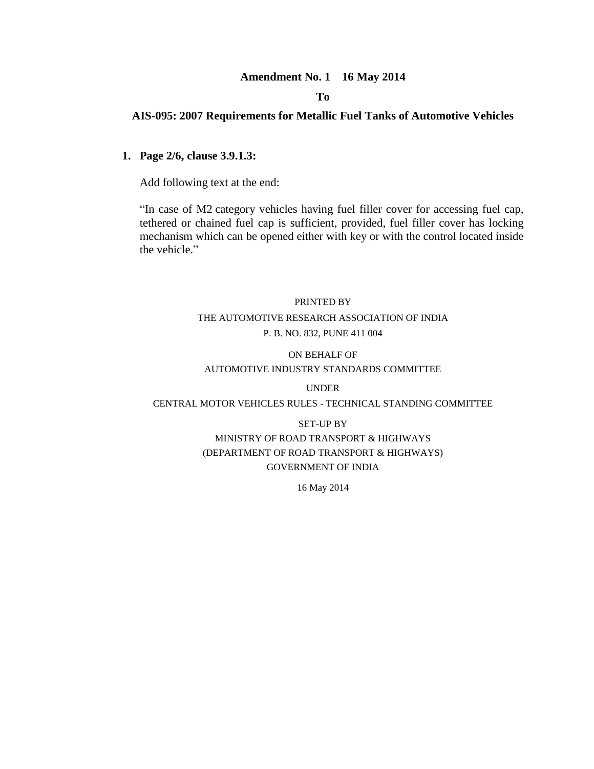**Amendment No. 1 16 May 2014**

**To**

**AIS-095: 2007 Requirements for Metallic Fuel Tanks of Automotive Vehicles**

1. **Page 2/6, clause 3.9.1.3:**

   Add following text at the end:

   "In case of M2 category vehicles having fuel filler cover for accessing fuel cap, tethered or chained fuel cap is sufficient, provided, fuel filler cover has locking mechanism which can be opened either with key or with the control located inside the vehicle."

PRINTED BY

THE AUTOMOTIVE RESEARCH ASSOCIATION OF INDIA

P. B. NO. 832, PUNE 411 004

ON BEHALF OF

AUTOMOTIVE INDUSTRY STANDARDS COMMITTEE

UNDER

CENTRAL MOTOR VEHICLES RULES - TECHNICAL STANDING COMMITTEE

SET-UP BY

MINISTRY OF ROAD TRANSPORT & HIGHWAYS

(DEPARTMENT OF ROAD TRANSPORT & HIGHWAYS)

GOVERNMENT OF INDIA

16 May 2014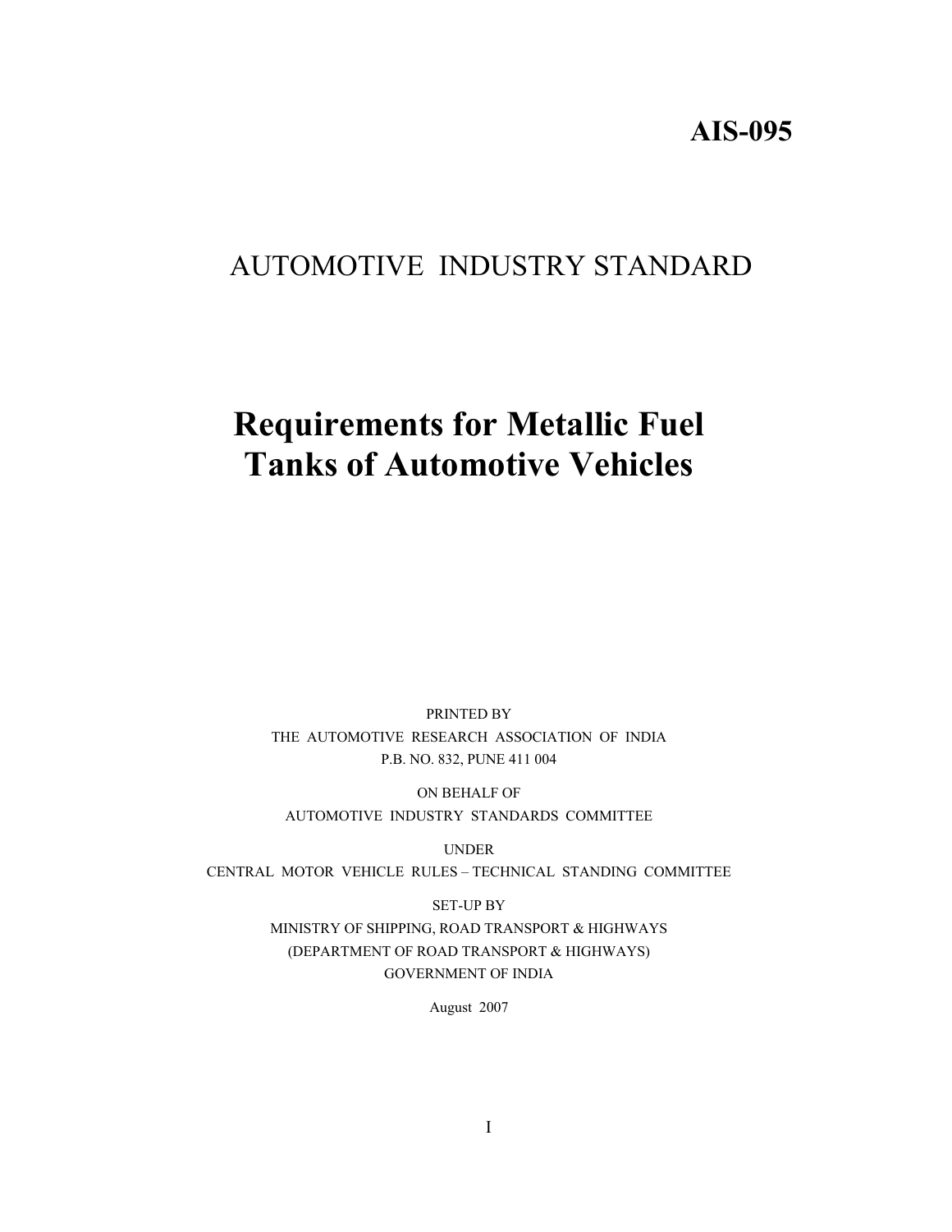**AIS-095**

# AUTOMOTIVE INDUSTRY STANDARD

# Requirements for Metallic Fuel Tanks of Automotive Vehicles

PRINTED BY
THE AUTOMOTIVE RESEARCH ASSOCIATION OF INDIA
P.B. NO. 832, PUNE 411 004

ON BEHALF OF
AUTOMOTIVE INDUSTRY STANDARDS COMMITTEE

UNDER
CENTRAL MOTOR VEHICLE RULES – TECHNICAL STANDING COMMITTEE

SET-UP BY
MINISTRY OF SHIPPING, ROAD TRANSPORT & HIGHWAYS
(DEPARTMENT OF ROAD TRANSPORT & HIGHWAYS)
GOVERNMENT OF INDIA

August 2007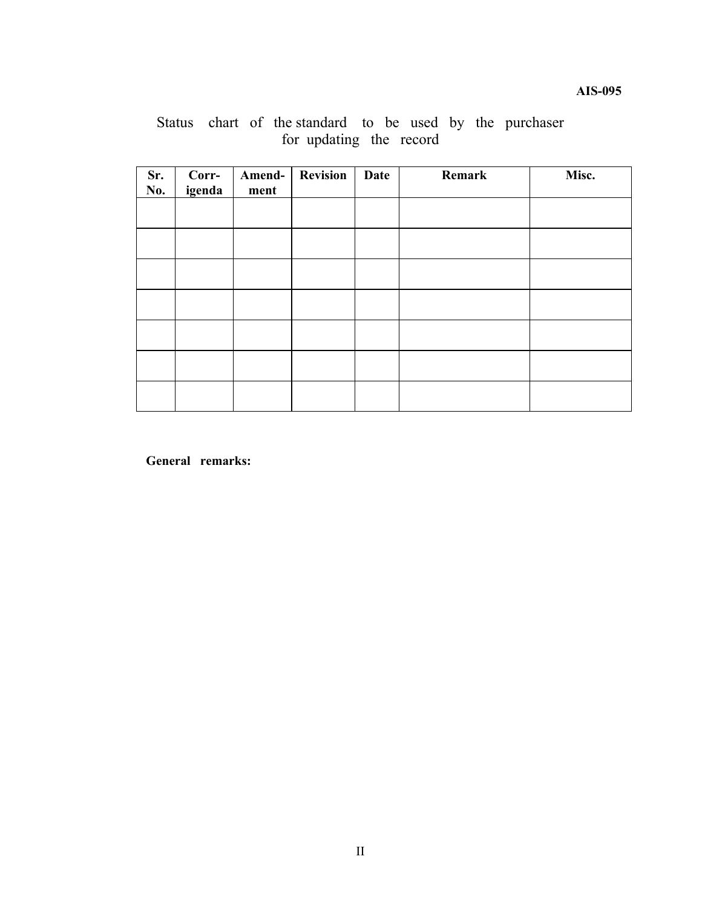Status chart of the standard to be used by the purchaser for updating the record

| Sr. No. | Corr-igenda | Amend-ment | Revision | Date | Remark | Misc. |
|---|---|---|---|---|---|---|
| | | | | | | |
| | | | | | | |
| | | | | | | |
| | | | | | | |
| | | | | | | |
| | | | | | | |
| | | | | | | |

**General remarks:**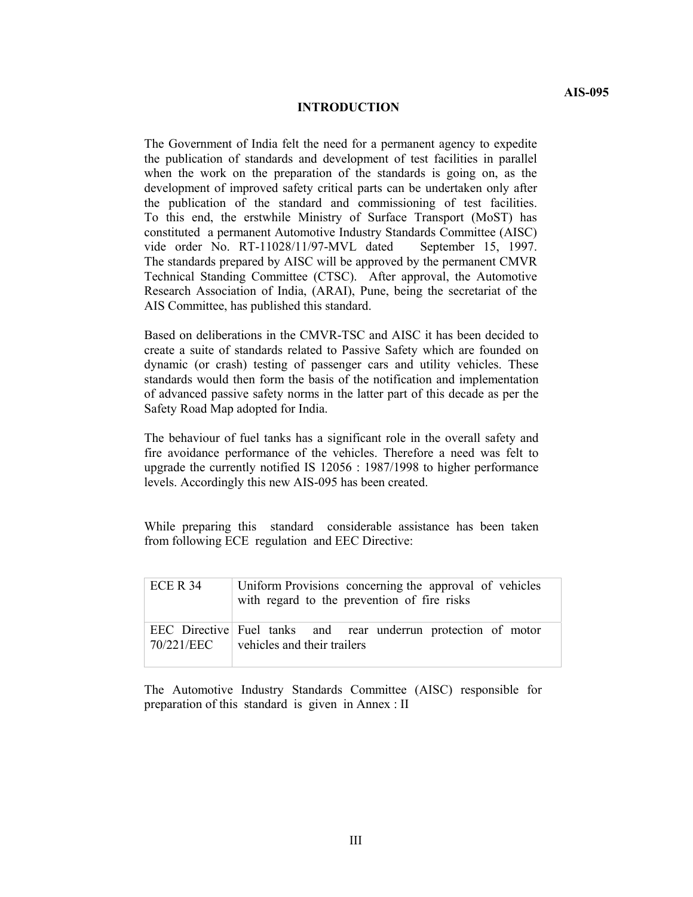## INTRODUCTION

The Government of India felt the need for a permanent agency to expedite the publication of standards and development of test facilities in parallel when the work on the preparation of the standards is going on, as the development of improved safety critical parts can be undertaken only after the publication of the standard and commissioning of test facilities. To this end, the erstwhile Ministry of Surface Transport (MoST) has constituted a permanent Automotive Industry Standards Committee (AISC) vide order No. RT-11028/11/97-MVL dated September 15, 1997. The standards prepared by AISC will be approved by the permanent CMVR Technical Standing Committee (CTSC). After approval, the Automotive Research Association of India, (ARAI), Pune, being the secretariat of the AIS Committee, has published this standard.

Based on deliberations in the CMVR-TSC and AISC it has been decided to create a suite of standards related to Passive Safety which are founded on dynamic (or crash) testing of passenger cars and utility vehicles. These standards would then form the basis of the notification and implementation of advanced passive safety norms in the latter part of this decade as per the Safety Road Map adopted for India.

The behaviour of fuel tanks has a significant role in the overall safety and fire avoidance performance of the vehicles. Therefore a need was felt to upgrade the currently notified IS 12056 : 1987/1998 to higher performance levels. Accordingly this new AIS-095 has been created.

While preparing this standard considerable assistance has been taken from following ECE regulation and EEC Directive:

| | |
|---|---|
| ECE R 34 | Uniform Provisions concerning the approval of vehicles with regard to the prevention of fire risks |
| EEC Directive 70/221/EEC | Fuel tanks and rear underrun protection of motor vehicles and their trailers |

The Automotive Industry Standards Committee (AISC) responsible for preparation of this standard is given in Annex : II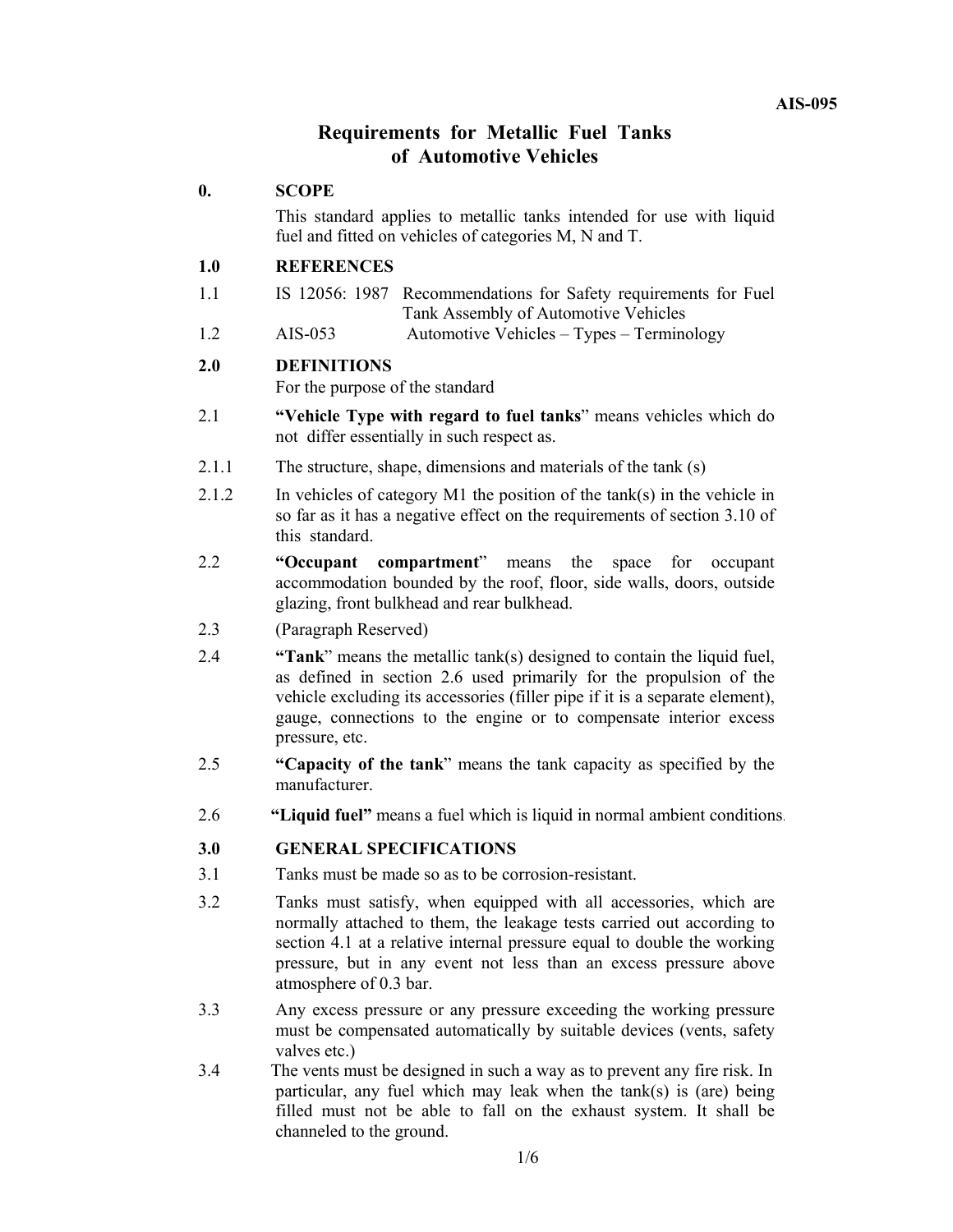# Requirements for Metallic Fuel Tanks of Automotive Vehicles

## 0. SCOPE

This standard applies to metallic tanks intended for use with liquid fuel and fitted on vehicles of categories M, N and T.

## 1.0 REFERENCES

1.1 IS 12056: 1987 Recommendations for Safety requirements for Fuel Tank Assembly of Automotive Vehicles

1.2 AIS-053 Automotive Vehicles – Types – Terminology

## 2.0 DEFINITIONS

For the purpose of the standard

2.1 **"Vehicle Type with regard to fuel tanks"** means vehicles which do not differ essentially in such respect as.

2.1.1 The structure, shape, dimensions and materials of the tank (s)

2.1.2 In vehicles of category M1 the position of the tank(s) in the vehicle in so far as it has a negative effect on the requirements of section 3.10 of this standard.

2.2 **"Occupant compartment"** means the space for occupant accommodation bounded by the roof, floor, side walls, doors, outside glazing, front bulkhead and rear bulkhead.

2.3 (Paragraph Reserved)

2.4 **"Tank"** means the metallic tank(s) designed to contain the liquid fuel, as defined in section 2.6 used primarily for the propulsion of the vehicle excluding its accessories (filler pipe if it is a separate element), gauge, connections to the engine or to compensate interior excess pressure, etc.

2.5 **"Capacity of the tank"** means the tank capacity as specified by the manufacturer.

2.6 **"Liquid fuel"** means a fuel which is liquid in normal ambient conditions.

## 3.0 GENERAL SPECIFICATIONS

3.1 Tanks must be made so as to be corrosion-resistant.

3.2 Tanks must satisfy, when equipped with all accessories, which are normally attached to them, the leakage tests carried out according to section 4.1 at a relative internal pressure equal to double the working pressure, but in any event not less than an excess pressure above atmosphere of 0.3 bar.

3.3 Any excess pressure or any pressure exceeding the working pressure must be compensated automatically by suitable devices (vents, safety valves etc.)

3.4 The vents must be designed in such a way as to prevent any fire risk. In particular, any fuel which may leak when the tank(s) is (are) being filled must not be able to fall on the exhaust system. It shall be channeled to the ground.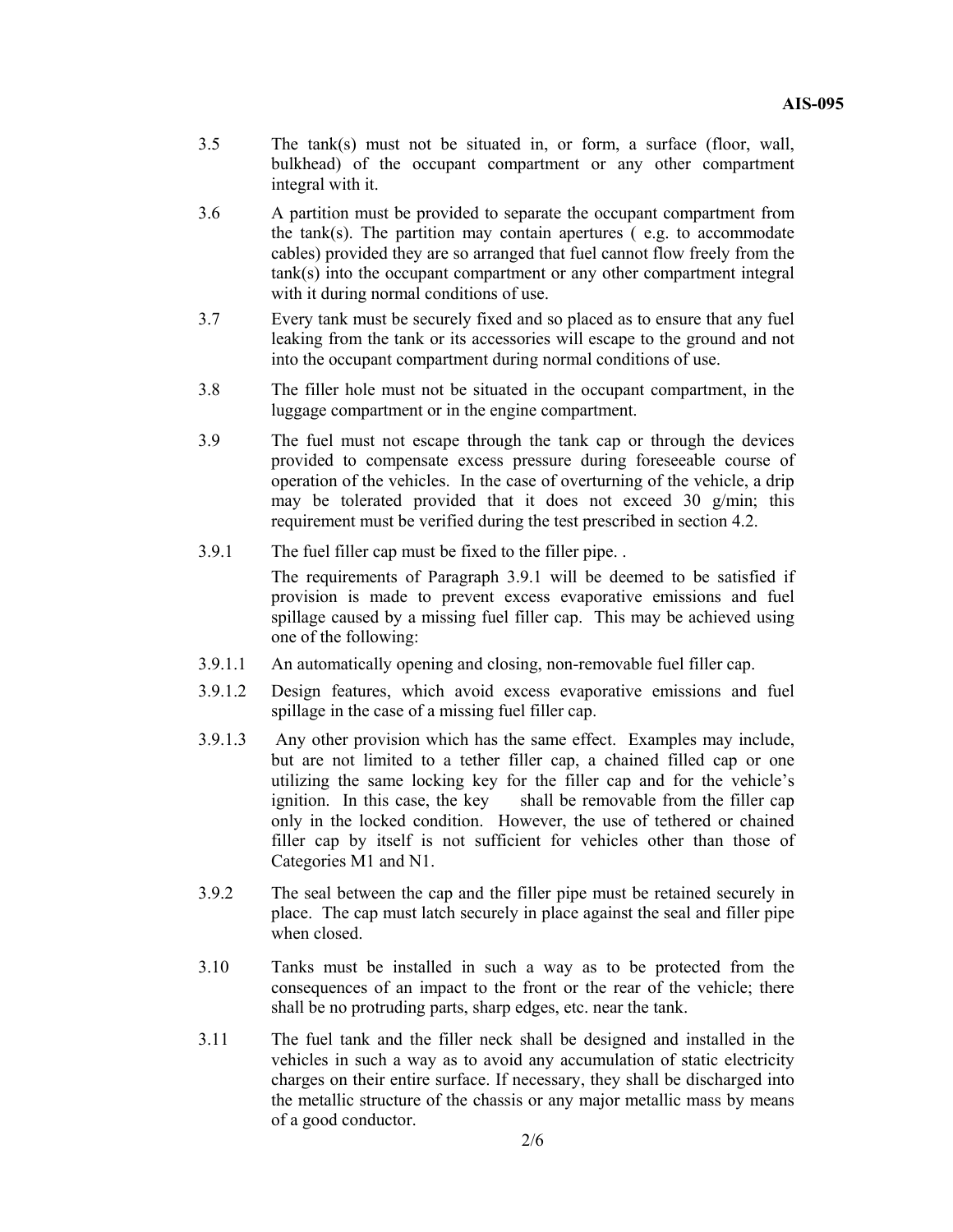3.5 The tank(s) must not be situated in, or form, a surface (floor, wall, bulkhead) of the occupant compartment or any other compartment integral with it.

3.6 A partition must be provided to separate the occupant compartment from the tank(s). The partition may contain apertures ( e.g. to accommodate cables) provided they are so arranged that fuel cannot flow freely from the tank(s) into the occupant compartment or any other compartment integral with it during normal conditions of use.

3.7 Every tank must be securely fixed and so placed as to ensure that any fuel leaking from the tank or its accessories will escape to the ground and not into the occupant compartment during normal conditions of use.

3.8 The filler hole must not be situated in the occupant compartment, in the luggage compartment or in the engine compartment.

3.9 The fuel must not escape through the tank cap or through the devices provided to compensate excess pressure during foreseeable course of operation of the vehicles. In the case of overturning of the vehicle, a drip may be tolerated provided that it does not exceed 30 g/min; this requirement must be verified during the test prescribed in section 4.2.

3.9.1 The fuel filler cap must be fixed to the filler pipe. .

The requirements of Paragraph 3.9.1 will be deemed to be satisfied if provision is made to prevent excess evaporative emissions and fuel spillage caused by a missing fuel filler cap. This may be achieved using one of the following:

3.9.1.1 An automatically opening and closing, non-removable fuel filler cap.

3.9.1.2 Design features, which avoid excess evaporative emissions and fuel spillage in the case of a missing fuel filler cap.

3.9.1.3 Any other provision which has the same effect. Examples may include, but are not limited to a tether filler cap, a chained filled cap or one utilizing the same locking key for the filler cap and for the vehicle's ignition. In this case, the key shall be removable from the filler cap only in the locked condition. However, the use of tethered or chained filler cap by itself is not sufficient for vehicles other than those of Categories M1 and N1.

3.9.2 The seal between the cap and the filler pipe must be retained securely in place. The cap must latch securely in place against the seal and filler pipe when closed.

3.10 Tanks must be installed in such a way as to be protected from the consequences of an impact to the front or the rear of the vehicle; there shall be no protruding parts, sharp edges, etc. near the tank.

3.11 The fuel tank and the filler neck shall be designed and installed in the vehicles in such a way as to avoid any accumulation of static electricity charges on their entire surface. If necessary, they shall be discharged into the metallic structure of the chassis or any major metallic mass by means of a good conductor.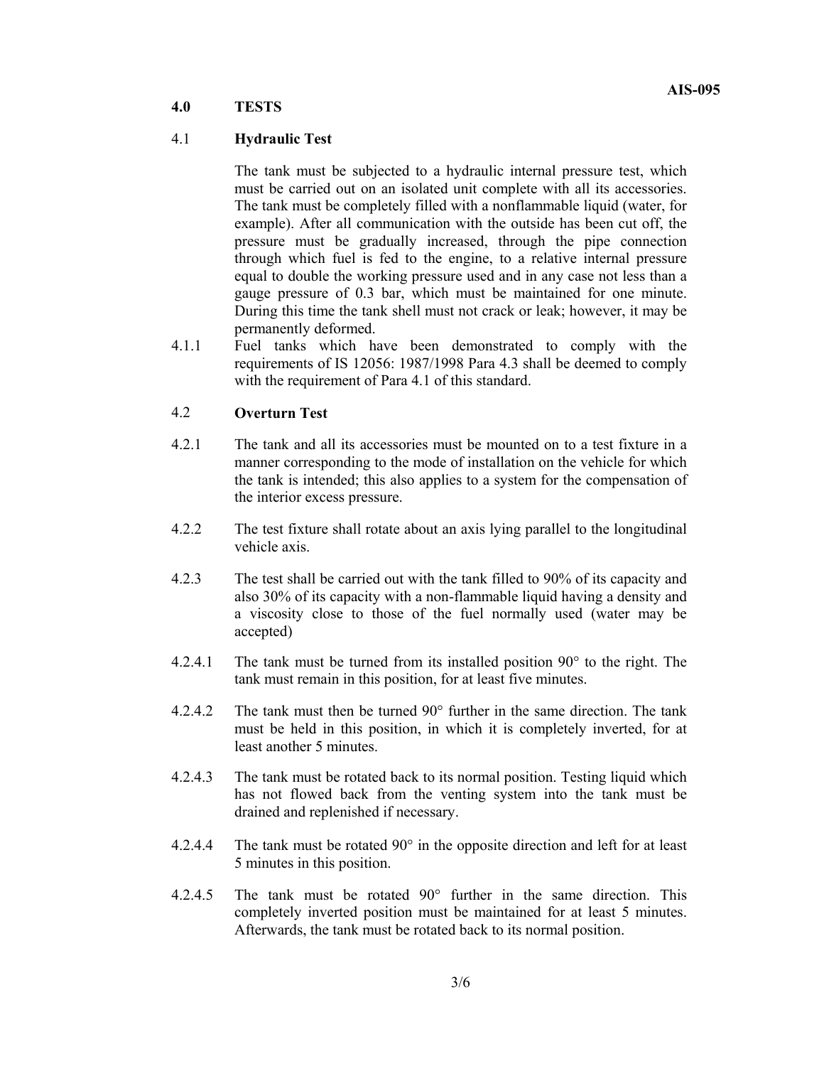## 4.0 TESTS

### 4.1 Hydraulic Test

The tank must be subjected to a hydraulic internal pressure test, which must be carried out on an isolated unit complete with all its accessories. The tank must be completely filled with a nonflammable liquid (water, for example). After all communication with the outside has been cut off, the pressure must be gradually increased, through the pipe connection through which fuel is fed to the engine, to a relative internal pressure equal to double the working pressure used and in any case not less than a gauge pressure of 0.3 bar, which must be maintained for one minute. During this time the tank shell must not crack or leak; however, it may be permanently deformed.

4.1.1 Fuel tanks which have been demonstrated to comply with the requirements of IS 12056: 1987/1998 Para 4.3 shall be deemed to comply with the requirement of Para 4.1 of this standard.

### 4.2 Overturn Test

4.2.1 The tank and all its accessories must be mounted on to a test fixture in a manner corresponding to the mode of installation on the vehicle for which the tank is intended; this also applies to a system for the compensation of the interior excess pressure.

4.2.2 The test fixture shall rotate about an axis lying parallel to the longitudinal vehicle axis.

4.2.3 The test shall be carried out with the tank filled to 90% of its capacity and also 30% of its capacity with a non-flammable liquid having a density and a viscosity close to those of the fuel normally used (water may be accepted)

4.2.4.1 The tank must be turned from its installed position 90° to the right. The tank must remain in this position, for at least five minutes.

4.2.4.2 The tank must then be turned 90° further in the same direction. The tank must be held in this position, in which it is completely inverted, for at least another 5 minutes.

4.2.4.3 The tank must be rotated back to its normal position. Testing liquid which has not flowed back from the venting system into the tank must be drained and replenished if necessary.

4.2.4.4 The tank must be rotated 90° in the opposite direction and left for at least 5 minutes in this position.

4.2.4.5 The tank must be rotated 90° further in the same direction. This completely inverted position must be maintained for at least 5 minutes. Afterwards, the tank must be rotated back to its normal position.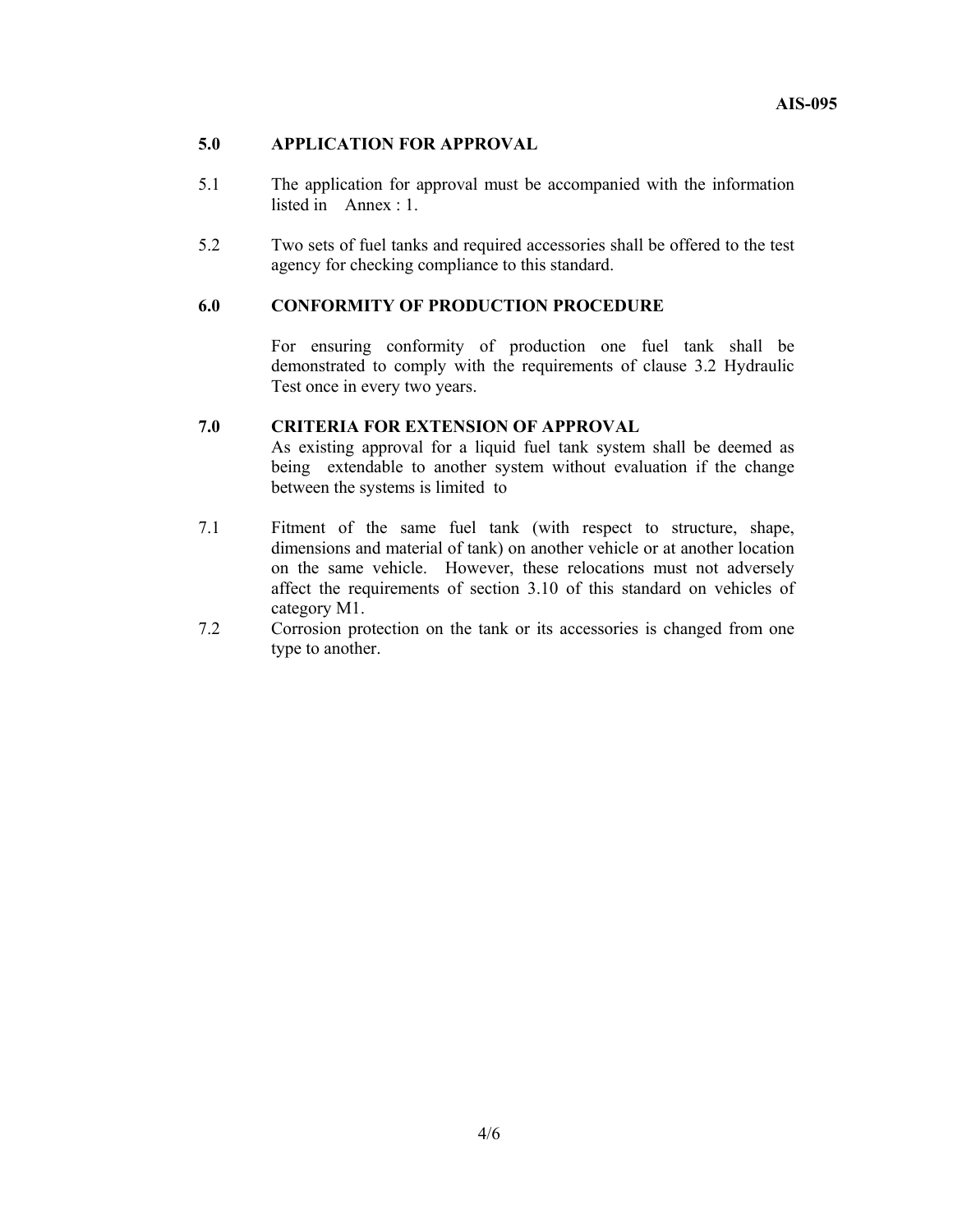## 5.0 APPLICATION FOR APPROVAL

5.1 The application for approval must be accompanied with the information listed in Annex : 1.

5.2 Two sets of fuel tanks and required accessories shall be offered to the test agency for checking compliance to this standard.

## 6.0 CONFORMITY OF PRODUCTION PROCEDURE

For ensuring conformity of production one fuel tank shall be demonstrated to comply with the requirements of clause 3.2 Hydraulic Test once in every two years.

## 7.0 CRITERIA FOR EXTENSION OF APPROVAL

As existing approval for a liquid fuel tank system shall be deemed as being extendable to another system without evaluation if the change between the systems is limited to

7.1 Fitment of the same fuel tank (with respect to structure, shape, dimensions and material of tank) on another vehicle or at another location on the same vehicle. However, these relocations must not adversely affect the requirements of section 3.10 of this standard on vehicles of category M1.

7.2 Corrosion protection on the tank or its accessories is changed from one type to another.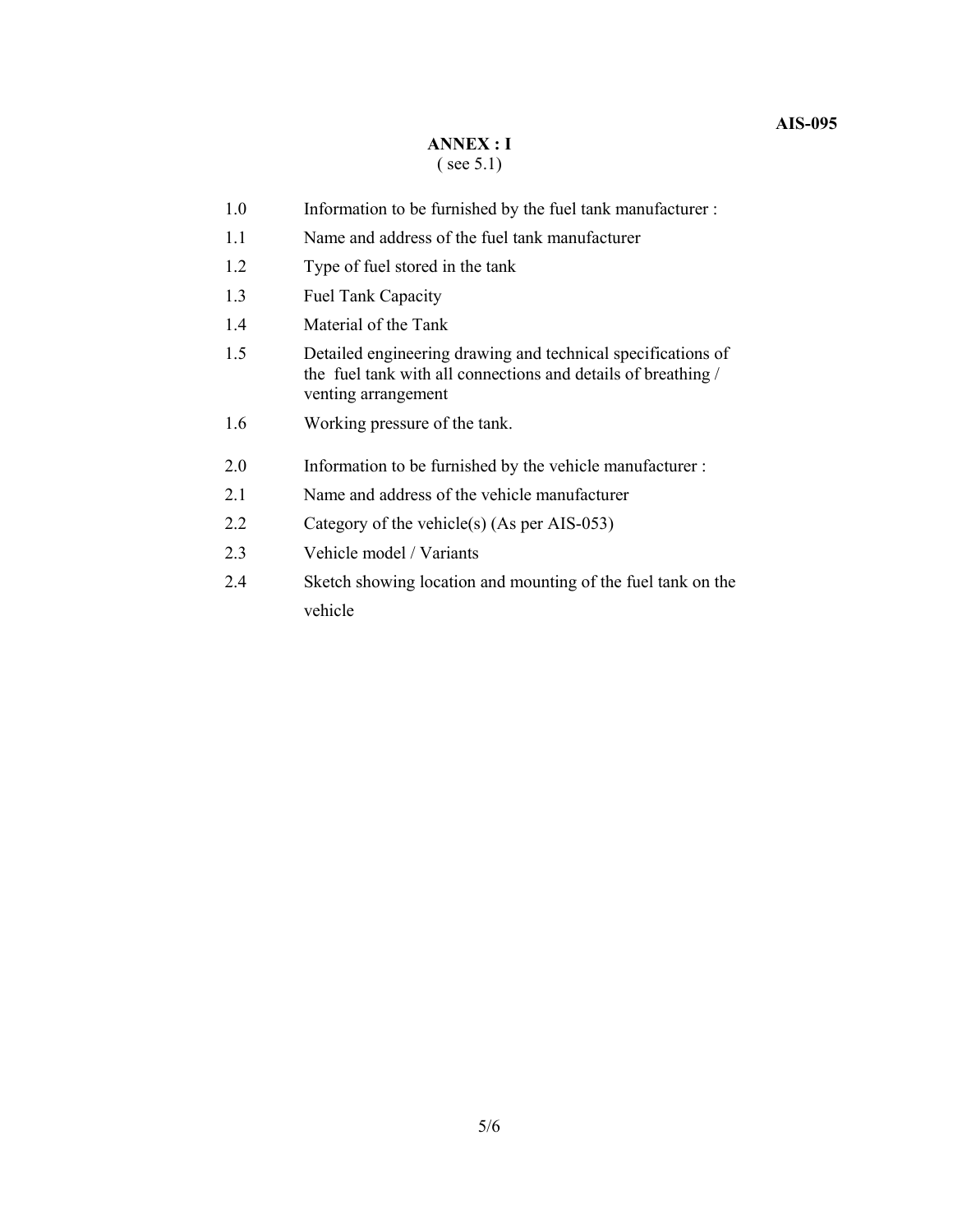## ANNEX : I

( see 5.1)

1.0 Information to be furnished by the fuel tank manufacturer :

1.1 Name and address of the fuel tank manufacturer

1.2 Type of fuel stored in the tank

1.3 Fuel Tank Capacity

1.4 Material of the Tank

1.5 Detailed engineering drawing and technical specifications of the fuel tank with all connections and details of breathing / venting arrangement

1.6 Working pressure of the tank.

2.0 Information to be furnished by the vehicle manufacturer :

2.1 Name and address of the vehicle manufacturer

2.2 Category of the vehicle(s) (As per AIS-053)

2.3 Vehicle model / Variants

2.4 Sketch showing location and mounting of the fuel tank on the vehicle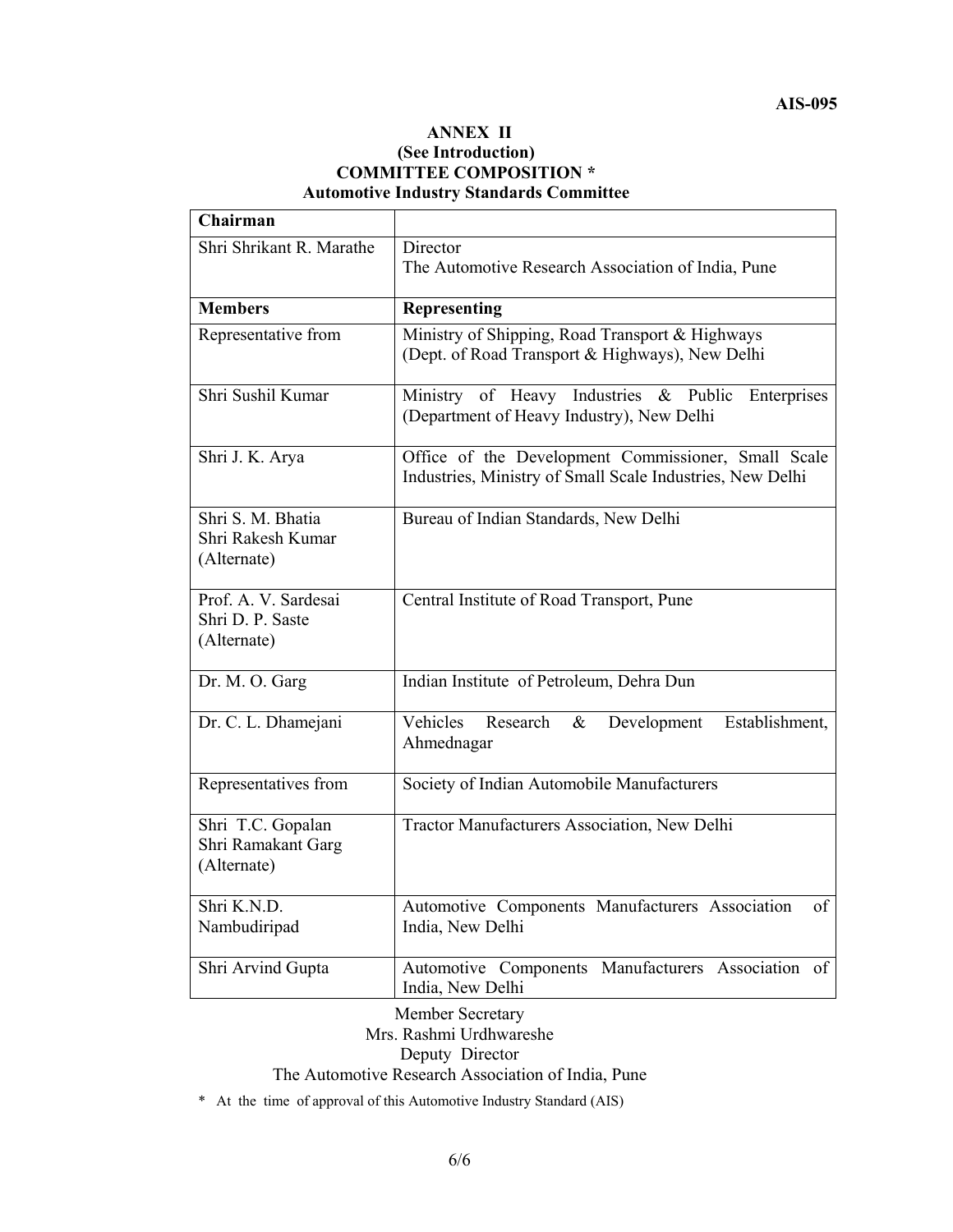## ANNEX II

**(See Introduction)**

**COMMITTEE COMPOSITION ***

**Automotive Industry Standards Committee**

| **Chairman** | |
|---|---|
| Shri Shrikant R. Marathe | Director<br>The Automotive Research Association of India, Pune |
| **Members** | **Representing** |
| Representative from | Ministry of Shipping, Road Transport & Highways<br>(Dept. of Road Transport & Highways), New Delhi |
| Shri Sushil Kumar | Ministry of Heavy Industries & Public Enterprises (Department of Heavy Industry), New Delhi |
| Shri J. K. Arya | Office of the Development Commissioner, Small Scale Industries, Ministry of Small Scale Industries, New Delhi |
| Shri S. M. Bhatia<br>Shri Rakesh Kumar<br>(Alternate) | Bureau of Indian Standards, New Delhi |
| Prof. A. V. Sardesai<br>Shri D. P. Saste<br>(Alternate) | Central Institute of Road Transport, Pune |
| Dr. M. O. Garg | Indian Institute of Petroleum, Dehra Dun |
| Dr. C. L. Dhamejani | Vehicles Research & Development Establishment, Ahmednagar |
| Representatives from | Society of Indian Automobile Manufacturers |
| Shri T.C. Gopalan<br>Shri Ramakant Garg<br>(Alternate) | Tractor Manufacturers Association, New Delhi |
| Shri K.N.D. Nambudiripad | Automotive Components Manufacturers Association of India, New Delhi |
| Shri Arvind Gupta | Automotive Components Manufacturers Association of India, New Delhi |

Member Secretary
Mrs. Rashmi Urdhwareshe
Deputy Director
The Automotive Research Association of India, Pune

\* At the time of approval of this Automotive Industry Standard (AIS)